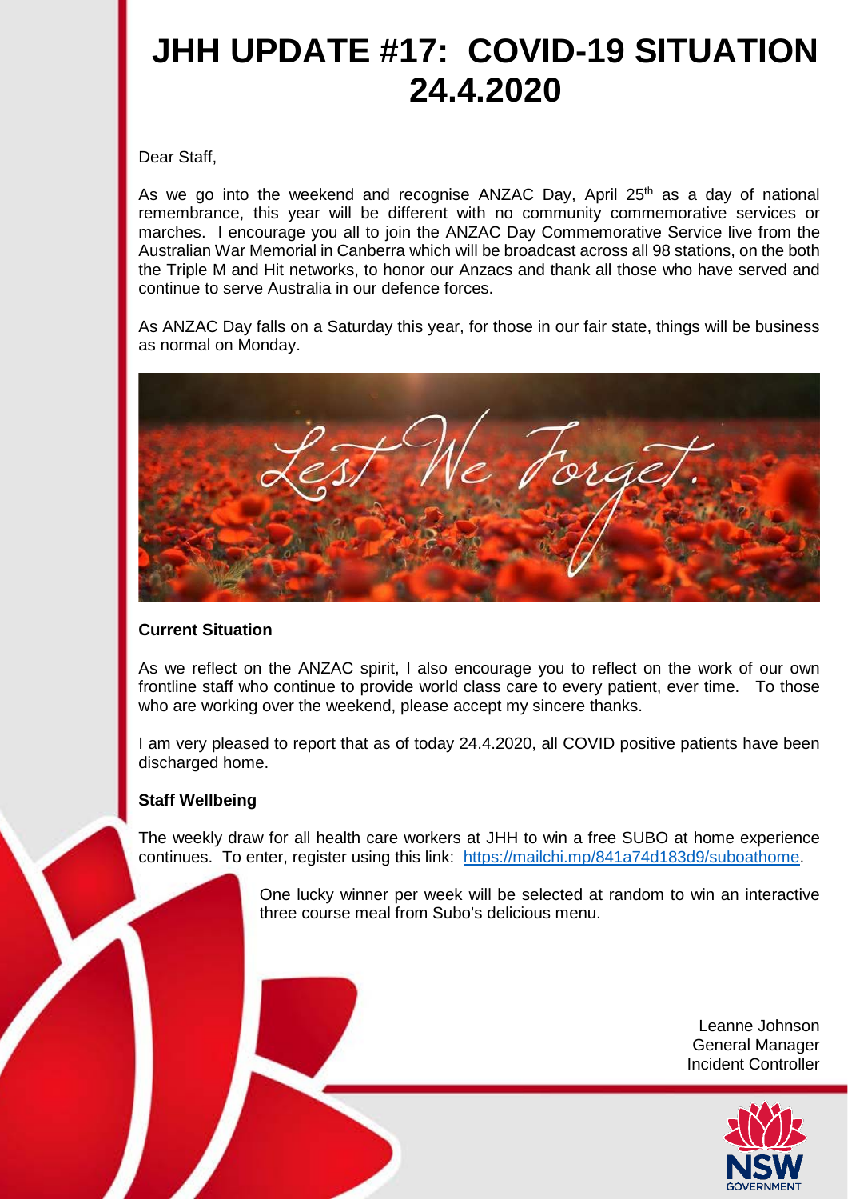# JHH UPDATE #17: COVID-19 SITUATION 24.4.2020

Dear Staff,

As we go into the weekend and recognise ANZAC Day, April 25th as a day of national remembrance, this year will be different with no community commemorative services or marches. I encourage you all to join the ANZAC Day Commemorative Service live from the Australian War Memorial in Canberra which will be broadcast across all 98 stations, on the both the Triple M and Hit networks, to honor our Anzacs and thank all those who have served and continue to serve Australia in our defence forces.

As ANZAC Day falls on a Saturday this year, for those in our fair state, things will be business as normal on Monday.

**Current Situation**

As we reflect on the ANZAC spirit, I also encourage you to reflect on the work of our own frontline staff who continue to provide world class care to every patient, ever time. To those who are working over the weekend, please accept my sincere thanks.

I am very pleased to report that as of today 24.4.2020, all COVID positive patients have been discharged home.

**Staff Wellbeing**

The weekly draw for all health care workers at JHH to win a free SUBO at home experience continues. To enter, register using this link: https://mailchi.mp/841a74d183d9/suboathome.

One lucky winner per week will be selected at random to win an interactive three course meal from Subo's delicious menu.

Leanne Johnson
General Manager
Incident Controller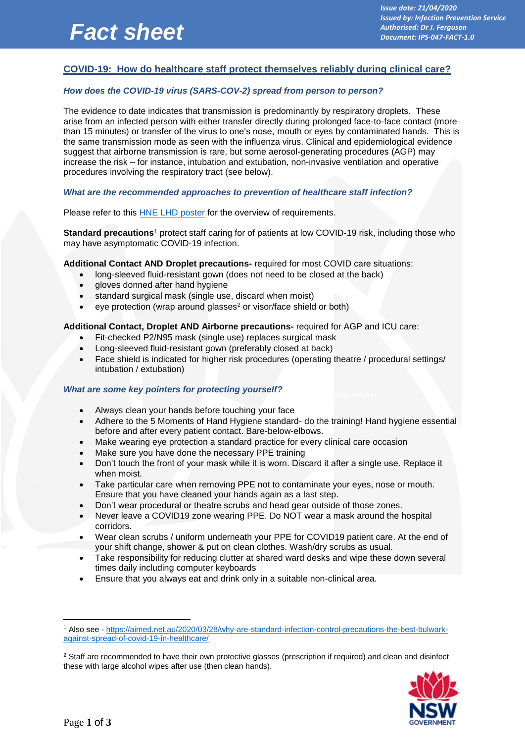# Fact sheet

*Issue date: 21/04/2020*
*Issued by: Infection Prevention Service*
*Authorised: Dr J. Ferguson*
*Document: IPS-047-FACT-1.0*

## COVID-19: How do healthcare staff protect themselves reliably during clinical care?

### *How does the COVID-19 virus (SARS-COV-2) spread from person to person?*

The evidence to date indicates that transmission is predominantly by respiratory droplets. These arise from an infected person with either transfer directly during prolonged face-to-face contact (more than 15 minutes) or transfer of the virus to one's nose, mouth or eyes by contaminated hands. This is the same transmission mode as seen with the influenza virus. Clinical and epidemiological evidence suggest that airborne transmission is rare, but some aerosol-generating procedures (AGP) may increase the risk – for instance, intubation and extubation, non-invasive ventilation and operative procedures involving the respiratory tract (see below).

### *What are the recommended approaches to prevention of healthcare staff infection?*

Please refer to this HNE LHD poster for the overview of requirements.

**Standard precautions**[1] protect staff caring for of patients at low COVID-19 risk, including those who may have asymptomatic COVID-19 infection.

**Additional Contact AND Droplet precautions-** required for most COVID care situations:

- long-sleeved fluid-resistant gown (does not need to be closed at the back)
- gloves donned after hand hygiene
- standard surgical mask (single use, discard when moist)
- eye protection (wrap around glasses[2] or visor/face shield or both)

**Additional Contact, Droplet AND Airborne precautions-** required for AGP and ICU care:

- Fit-checked P2/N95 mask (single use) replaces surgical mask
- Long-sleeved fluid-resistant gown (preferably closed at back)
- Face shield is indicated for higher risk procedures (operating theatre / procedural settings/ intubation / extubation)

### *What are some key pointers for protecting yourself?*

- Always clean your hands before touching your face
- Adhere to the 5 Moments of Hand Hygiene standard- do the training! Hand hygiene essential before and after every patient contact. Bare-below-elbows.
- Make wearing eye protection a standard practice for every clinical care occasion
- Make sure you have done the necessary PPE training
- Don't touch the front of your mask while it is worn. Discard it after a single use. Replace it when moist.
- Take particular care when removing PPE not to contaminate your eyes, nose or mouth. Ensure that you have cleaned your hands again as a last step.
- Don't wear procedural or theatre scrubs and head gear outside of those zones.
- Never leave a COVID19 zone wearing PPE. Do NOT wear a mask around the hospital corridors.
- Wear clean scrubs / uniform underneath your PPE for COVID19 patient care. At the end of your shift change, shower & put on clean clothes. Wash/dry scrubs as usual.
- Take responsibility for reducing clutter at shared ward desks and wipe these down several times daily including computer keyboards
- Ensure that you always eat and drink only in a suitable non-clinical area.

---

[1] Also see - https://aimed.net.au/2020/03/28/why-are-standard-infection-control-precautions-the-best-bulwark-against-spread-of-covid-19-in-healthcare/

[2] Staff are recommended to have their own protective glasses (prescription if required) and clean and disinfect these with large alcohol wipes after use (then clean hands).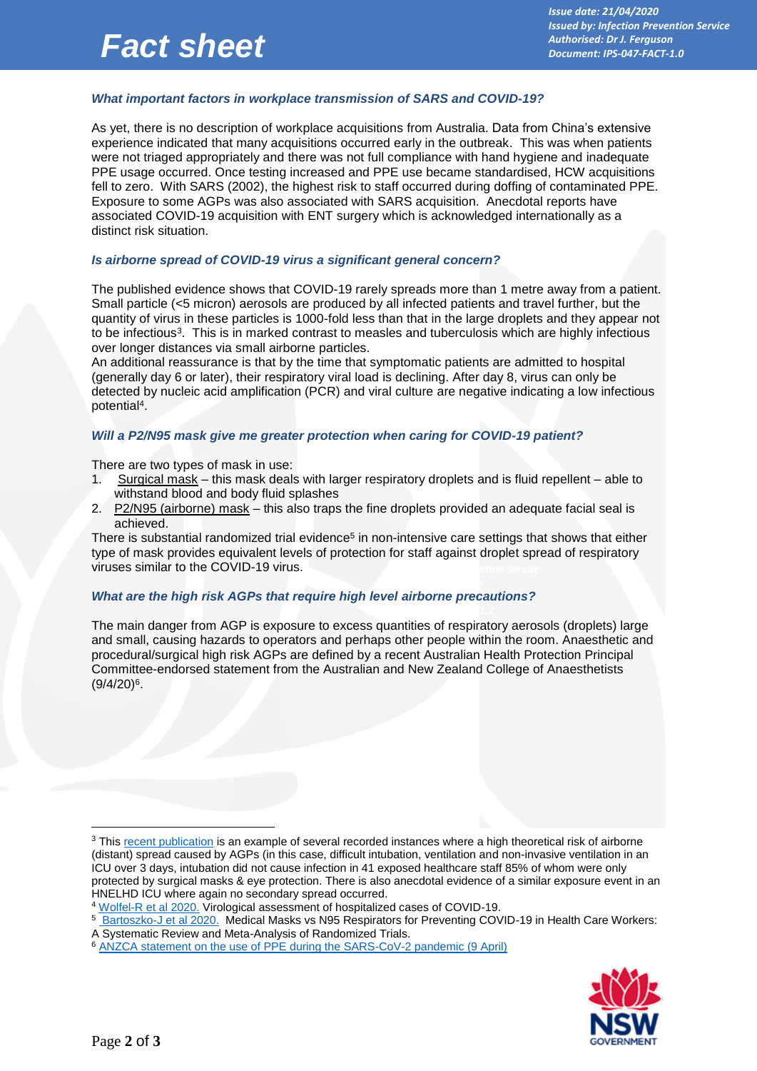### *What important factors in workplace transmission of SARS and COVID-19?*

As yet, there is no description of workplace acquisitions from Australia. Data from China's extensive experience indicated that many acquisitions occurred early in the outbreak. This was when patients were not triaged appropriately and there was not full compliance with hand hygiene and inadequate PPE usage occurred. Once testing increased and PPE use became standardised, HCW acquisitions fell to zero. With SARS (2002), the highest risk to staff occurred during doffing of contaminated PPE. Exposure to some AGPs was also associated with SARS acquisition. Anecdotal reports have associated COVID-19 acquisition with ENT surgery which is acknowledged internationally as a distinct risk situation.

### *Is airborne spread of COVID-19 virus a significant general concern?*

The published evidence shows that COVID-19 rarely spreads more than 1 metre away from a patient. Small particle (<5 micron) aerosols are produced by all infected patients and travel further, but the quantity of virus in these particles is 1000-fold less than that in the large droplets and they appear not to be infectious[3]. This is in marked contrast to measles and tuberculosis which are highly infectious over longer distances via small airborne particles.

An additional reassurance is that by the time that symptomatic patients are admitted to hospital (generally day 6 or later), their respiratory viral load is declining. After day 8, virus can only be detected by nucleic acid amplification (PCR) and viral culture are negative indicating a low infectious potential[4].

### *Will a P2/N95 mask give me greater protection when caring for COVID-19 patient?*

There are two types of mask in use:

1. Surgical mask – this mask deals with larger respiratory droplets and is fluid repellent – able to withstand blood and body fluid splashes
2. P2/N95 (airborne) mask – this also traps the fine droplets provided an adequate facial seal is achieved.

There is substantial randomized trial evidence[5] in non-intensive care settings that shows that either type of mask provides equivalent levels of protection for staff against droplet spread of respiratory viruses similar to the COVID-19 virus.

### *What are the high risk AGPs that require high level airborne precautions?*

The main danger from AGP is exposure to excess quantities of respiratory aerosols (droplets) large and small, causing hazards to operators and perhaps other people within the room. Anaesthetic and procedural/surgical high risk AGPs are defined by a recent Australian Health Protection Principal Committee-endorsed statement from the Australian and New Zealand College of Anaesthetists (9/4/20)[6].

---

[3] This recent publication is an example of several recorded instances where a high theoretical risk of airborne (distant) spread caused by AGPs (in this case, difficult intubation, ventilation and non-invasive ventilation in an ICU over 3 days, intubation did not cause infection in 41 exposed healthcare staff 85% of whom were only protected by surgical masks & eye protection. There is also anecdotal evidence of a similar exposure event in an HNELHD ICU where again no secondary spread occurred.

[4] Wolfel-R et al 2020. Virological assessment of hospitalized cases of COVID-19.

[5] Bartoszko-J et al 2020. Medical Masks vs N95 Respirators for Preventing COVID-19 in Health Care Workers: A Systematic Review and Meta-Analysis of Randomized Trials.

[6] ANZCA statement on the use of PPE during the SARS-CoV-2 pandemic (9 April)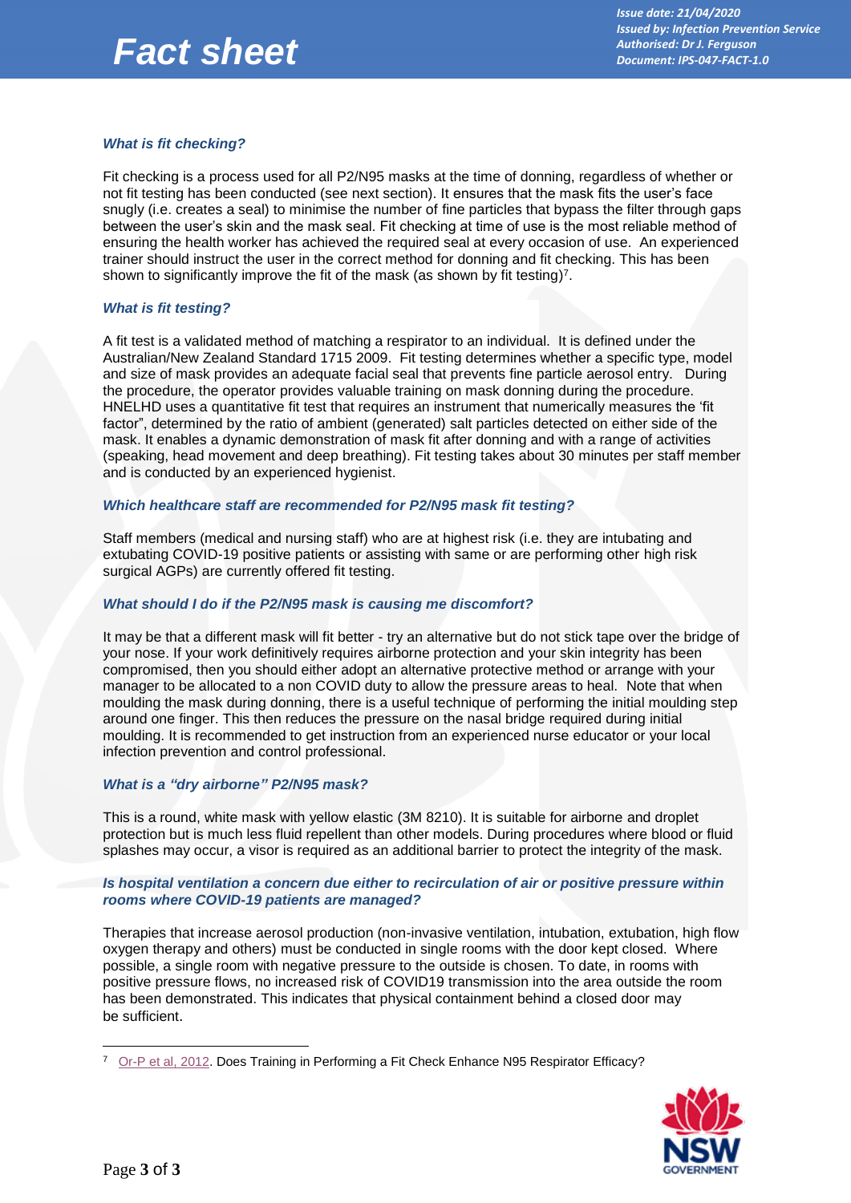### *What is fit checking?*

Fit checking is a process used for all P2/N95 masks at the time of donning, regardless of whether or not fit testing has been conducted (see next section). It ensures that the mask fits the user's face snugly (i.e. creates a seal) to minimise the number of fine particles that bypass the filter through gaps between the user's skin and the mask seal. Fit checking at time of use is the most reliable method of ensuring the health worker has achieved the required seal at every occasion of use. An experienced trainer should instruct the user in the correct method for donning and fit checking. This has been shown to significantly improve the fit of the mask (as shown by fit testing)[7].

### *What is fit testing?*

A fit test is a validated method of matching a respirator to an individual. It is defined under the Australian/New Zealand Standard 1715 2009. Fit testing determines whether a specific type, model and size of mask provides an adequate facial seal that prevents fine particle aerosol entry. During the procedure, the operator provides valuable training on mask donning during the procedure. HNELHD uses a quantitative fit test that requires an instrument that numerically measures the 'fit factor", determined by the ratio of ambient (generated) salt particles detected on either side of the mask. It enables a dynamic demonstration of mask fit after donning and with a range of activities (speaking, head movement and deep breathing). Fit testing takes about 30 minutes per staff member and is conducted by an experienced hygienist.

### *Which healthcare staff are recommended for P2/N95 mask fit testing?*

Staff members (medical and nursing staff) who are at highest risk (i.e. they are intubating and extubating COVID-19 positive patients or assisting with same or are performing other high risk surgical AGPs) are currently offered fit testing.

### *What should I do if the P2/N95 mask is causing me discomfort?*

It may be that a different mask will fit better - try an alternative but do not stick tape over the bridge of your nose. If your work definitively requires airborne protection and your skin integrity has been compromised, then you should either adopt an alternative protective method or arrange with your manager to be allocated to a non COVID duty to allow the pressure areas to heal. Note that when moulding the mask during donning, there is a useful technique of performing the initial moulding step around one finger. This then reduces the pressure on the nasal bridge required during initial moulding. It is recommended to get instruction from an experienced nurse educator or your local infection prevention and control professional.

### *What is a "dry airborne" P2/N95 mask?*

This is a round, white mask with yellow elastic (3M 8210). It is suitable for airborne and droplet protection but is much less fluid repellent than other models. During procedures where blood or fluid splashes may occur, a visor is required as an additional barrier to protect the integrity of the mask.

### *Is hospital ventilation a concern due either to recirculation of air or positive pressure within rooms where COVID-19 patients are managed?*

Therapies that increase aerosol production (non-invasive ventilation, intubation, extubation, high flow oxygen therapy and others) must be conducted in single rooms with the door kept closed. Where possible, a single room with negative pressure to the outside is chosen. To date, in rooms with positive pressure flows, no increased risk of COVID19 transmission into the area outside the room has been demonstrated. This indicates that physical containment behind a closed door may be sufficient.

---

[7] Or-P et al, 2012. Does Training in Performing a Fit Check Enhance N95 Respirator Efficacy?